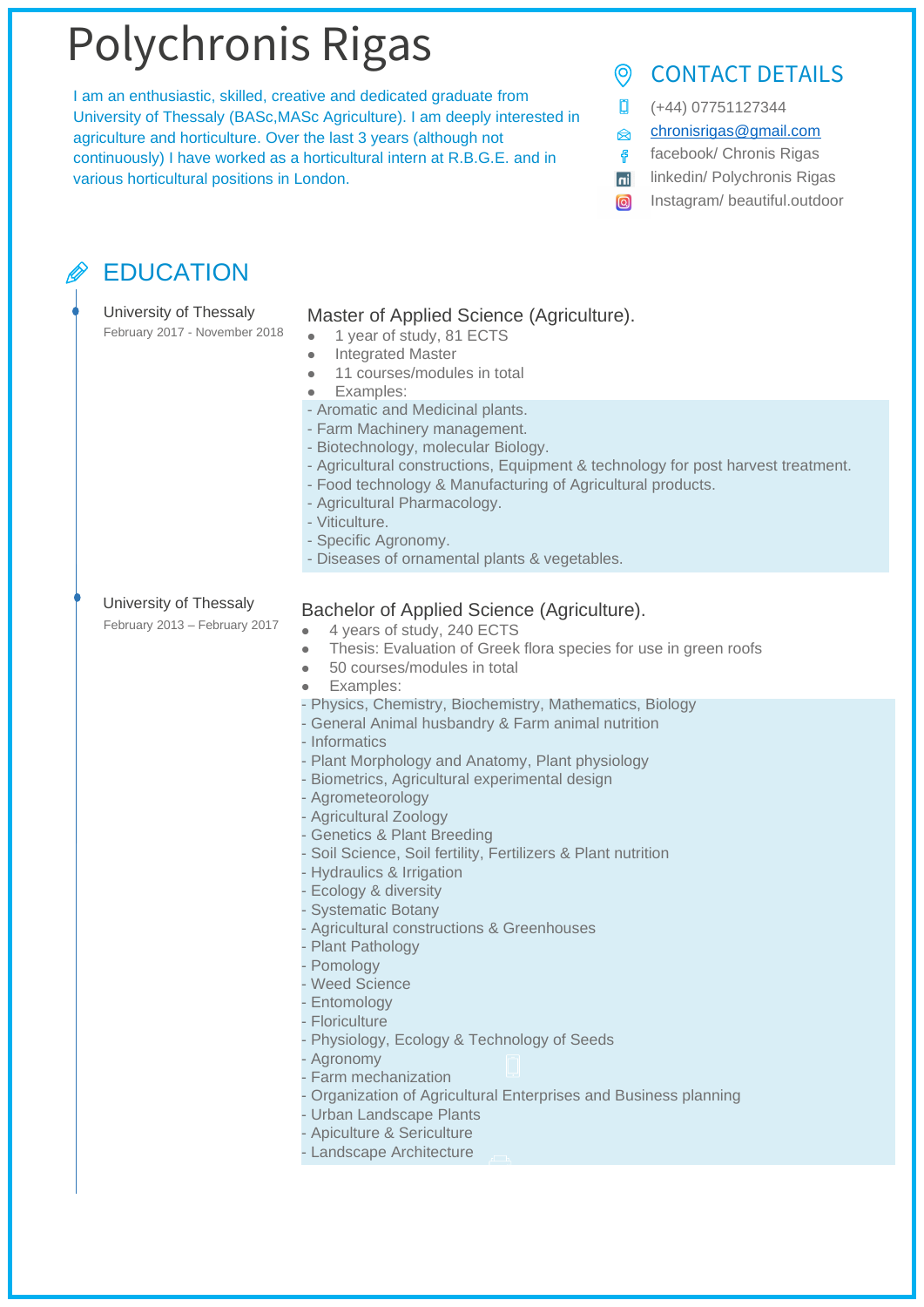# Polychronis Rigas

I am an enthusiastic, skilled, creative and dedicated graduate from University of Thessaly (BASc,MASc Agriculture). I am deeply interested in agriculture and horticulture. Over the last 3 years (although not continuously) I have worked as a horticultural intern at R.B.G.E. and in various horticultural positions in London.

## CONTACT DETAILS

- (+44) 07751127344
- chronisrigas@gmail.com
- facebook/ Chronis Rigas
- linkedin/ Polychronis Rigas
- Instagram/ beautiful.outdoor

## EDUCATION

**University of Thessaly**
February 2017 - November 2018

### Master of Applied Science (Agriculture).

- 1 year of study, 81 ECTS
- Integrated Master
- 11 courses/modules in total
- Examples:

- Aromatic and Medicinal plants.
- Farm Machinery management.
- Biotechnology, molecular Biology.
- Agricultural constructions, Equipment & technology for post harvest treatment.
- Food technology & Manufacturing of Agricultural products.
- Agricultural Pharmacology.
- Viticulture.
- Specific Agronomy.
- Diseases of ornamental plants & vegetables.

**University of Thessaly**
February 2013 – February 2017

### Bachelor of Applied Science (Agriculture).

- 4 years of study, 240 ECTS
- Thesis: Evaluation of Greek flora species for use in green roofs
- 50 courses/modules in total
- Examples:

- Physics, Chemistry, Biochemistry, Mathematics, Biology
- General Animal husbandry & Farm animal nutrition
- Informatics
- Plant Morphology and Anatomy, Plant physiology
- Biometrics, Agricultural experimental design
- Agrometeorology
- Agricultural Zoology
- Genetics & Plant Breeding
- Soil Science, Soil fertility, Fertilizers & Plant nutrition
- Hydraulics & Irrigation
- Ecology & diversity
- Systematic Botany
- Agricultural constructions & Greenhouses
- Plant Pathology
- Pomology
- Weed Science
- Entomology
- Floriculture
- Physiology, Ecology & Technology of Seeds
- Agronomy
- Farm mechanization
- Organization of Agricultural Enterprises and Business planning
- Urban Landscape Plants
- Apiculture & Sericulture
- Landscape Architecture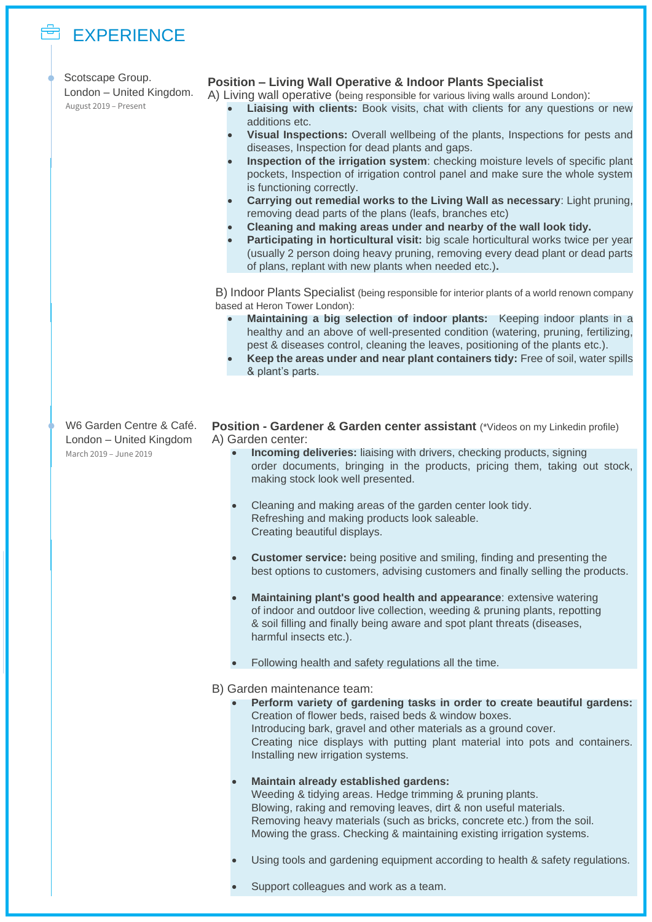# EXPERIENCE

Scotscape Group.
London – United Kingdom.
August 2019 – Present

**Position – Living Wall Operative & Indoor Plants Specialist**

A) Living wall operative (being responsible for various living walls around London):

- **Liaising with clients:** Book visits, chat with clients for any questions or new additions etc.
- **Visual Inspections:** Overall wellbeing of the plants, Inspections for pests and diseases, Inspection for dead plants and gaps.
- **Inspection of the irrigation system**: checking moisture levels of specific plant pockets, Inspection of irrigation control panel and make sure the whole system is functioning correctly.
- **Carrying out remedial works to the Living Wall as necessary**: Light pruning, removing dead parts of the plans (leafs, branches etc)
- **Cleaning and making areas under and nearby of the wall look tidy.**
- **Participating in horticultural visit:** big scale horticultural works twice per year (usually 2 person doing heavy pruning, removing every dead plant or dead parts of plans, replant with new plants when needed etc.)**.**

B) Indoor Plants Specialist (being responsible for interior plants of a world renown company based at Heron Tower London):

- **Maintaining a big selection of indoor plants:** Keeping indoor plants in a healthy and an above of well-presented condition (watering, pruning, fertilizing, pest & diseases control, cleaning the leaves, positioning of the plants etc.).
- **Keep the areas under and near plant containers tidy:** Free of soil, water spills & plant's parts.

W6 Garden Centre & Café.
London – United Kingdom
March 2019 – June 2019

**Position - Gardener & Garden center assistant** (*Videos on my Linkedin profile)

A) Garden center:

- **Incoming deliveries:** liaising with drivers, checking products, signing order documents, bringing in the products, pricing them, taking out stock, making stock look well presented.
- Cleaning and making areas of the garden center look tidy.
  Refreshing and making products look saleable.
  Creating beautiful displays.
- **Customer service:** being positive and smiling, finding and presenting the best options to customers, advising customers and finally selling the products.
- **Maintaining plant's good health and appearance**: extensive watering of indoor and outdoor live collection, weeding & pruning plants, repotting & soil filling and finally being aware and spot plant threats (diseases, harmful insects etc.).
- Following health and safety regulations all the time.

B) Garden maintenance team:

- **Perform variety of gardening tasks in order to create beautiful gardens:**
  Creation of flower beds, raised beds & window boxes.
  Introducing bark, gravel and other materials as a ground cover.
  Creating nice displays with putting plant material into pots and containers.
  Installing new irrigation systems.
- **Maintain already established gardens:**
  Weeding & tidying areas. Hedge trimming & pruning plants.
  Blowing, raking and removing leaves, dirt & non useful materials.
  Removing heavy materials (such as bricks, concrete etc.) from the soil.
  Mowing the grass. Checking & maintaining existing irrigation systems.
- Using tools and gardening equipment according to health & safety regulations.
- Support colleagues and work as a team.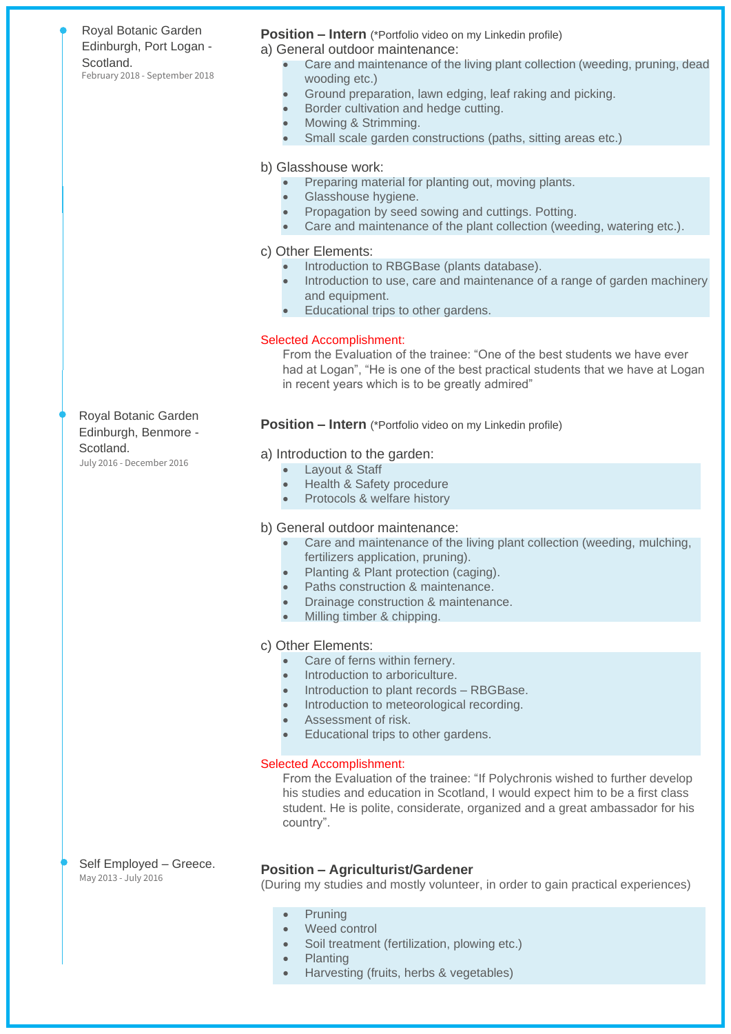Royal Botanic Garden Edinburgh, Port Logan - Scotland.
February 2018 - September 2018

**Position – Intern** (*Portfolio video on my Linkedin profile)

a) General outdoor maintenance:

- Care and maintenance of the living plant collection (weeding, pruning, dead wooding etc.)
- Ground preparation, lawn edging, leaf raking and picking.
- Border cultivation and hedge cutting.
- Mowing & Strimming.
- Small scale garden constructions (paths, sitting areas etc.)

b) Glasshouse work:

- Preparing material for planting out, moving plants.
- Glasshouse hygiene.
- Propagation by seed sowing and cuttings. Potting.
- Care and maintenance of the plant collection (weeding, watering etc.).

c) Other Elements:

- Introduction to RBGBase (plants database).
- Introduction to use, care and maintenance of a range of garden machinery and equipment.
- Educational trips to other gardens.

Selected Accomplishment:

From the Evaluation of the trainee: “One of the best students we have ever had at Logan”, “He is one of the best practical students that we have at Logan in recent years which is to be greatly admired”

Royal Botanic Garden Edinburgh, Benmore - Scotland.
July 2016 - December 2016

**Position – Intern** (*Portfolio video on my Linkedin profile)

a) Introduction to the garden:

- Layout & Staff
- Health & Safety procedure
- Protocols & welfare history

b) General outdoor maintenance:

- Care and maintenance of the living plant collection (weeding, mulching, fertilizers application, pruning).
- Planting & Plant protection (caging).
- Paths construction & maintenance.
- Drainage construction & maintenance.
- Milling timber & chipping.

c) Other Elements:

- Care of ferns within fernery.
- Introduction to arboriculture.
- Introduction to plant records – RBGBase.
- Introduction to meteorological recording.
- Assessment of risk.
- Educational trips to other gardens.

Selected Accomplishment:

From the Evaluation of the trainee: “If Polychronis wished to further develop his studies and education in Scotland, I would expect him to be a first class student. He is polite, considerate, organized and a great ambassador for his country”.

Self Employed – Greece.
May 2013 - July 2016

**Position – Agriculturist/Gardener**
(During my studies and mostly volunteer, in order to gain practical experiences)

- Pruning
- Weed control
- Soil treatment (fertilization, plowing etc.)
- Planting
- Harvesting (fruits, herbs & vegetables)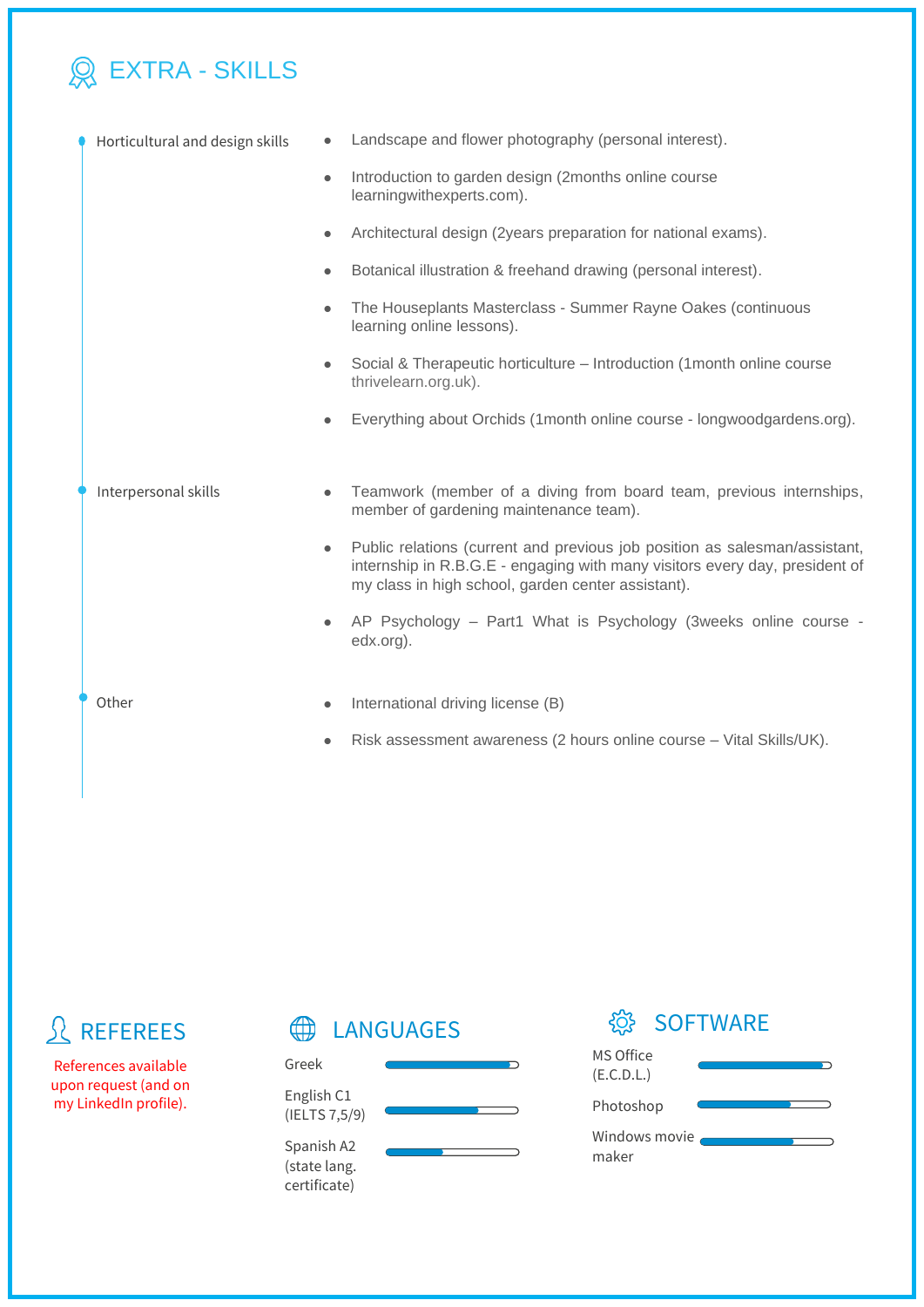## EXTRA - SKILLS

### Horticultural and design skills

- Landscape and flower photography (personal interest).
- Introduction to garden design (2months online course learningwithexperts.com).
- Architectural design (2years preparation for national exams).
- Botanical illustration & freehand drawing (personal interest).
- The Houseplants Masterclass - Summer Rayne Oakes (continuous learning online lessons).
- Social & Therapeutic horticulture – Introduction (1month online course thrivelearn.org.uk).
- Everything about Orchids (1month online course - longwoodgardens.org).

### Interpersonal skills

- Teamwork (member of a diving from board team, previous internships, member of gardening maintenance team).
- Public relations (current and previous job position as salesman/assistant, internship in R.B.G.E - engaging with many visitors every day, president of my class in high school, garden center assistant).
- AP Psychology – Part1 What is Psychology (3weeks online course - edx.org).

### Other

- International driving license (B)
- Risk assessment awareness (2 hours online course – Vital Skills/UK).

## REFEREES

References available upon request (and on my LinkedIn profile).

## LANGUAGES

Greek

English C1 (IELTS 7,5/9)

Spanish A2 (state lang. certificate)

## SOFTWARE

MS Office (E.C.D.L.)

Photoshop

Windows movie maker